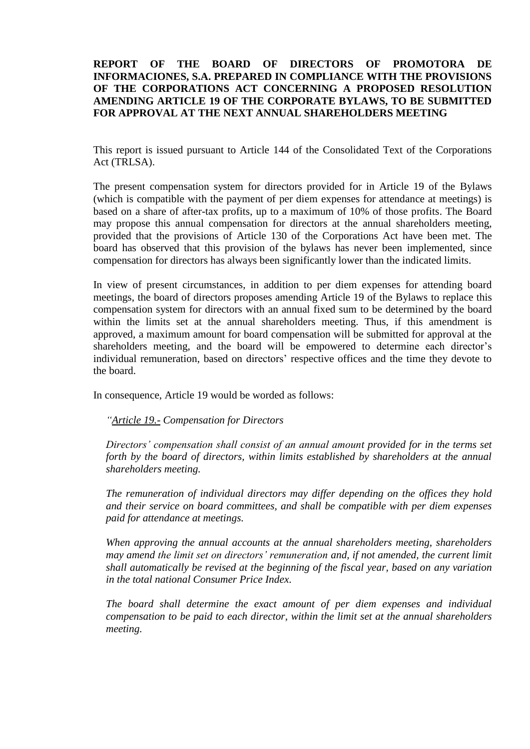**REPORT OF THE BOARD OF DIRECTORS OF PROMOTORA DE INFORMACIONES, S.A. PREPARED IN COMPLIANCE WITH THE PROVISIONS OF THE CORPORATIONS ACT CONCERNING A PROPOSED RESOLUTION AMENDING ARTICLE 19 OF THE CORPORATE BYLAWS, TO BE SUBMITTED FOR APPROVAL AT THE NEXT ANNUAL SHAREHOLDERS MEETING**

This report is issued pursuant to Article 144 of the Consolidated Text of the Corporations Act (TRLSA).

The present compensation system for directors provided for in Article 19 of the Bylaws (which is compatible with the payment of per diem expenses for attendance at meetings) is based on a share of after-tax profits, up to a maximum of 10% of those profits. The Board may propose this annual compensation for directors at the annual shareholders meeting, provided that the provisions of Article 130 of the Corporations Act have been met. The board has observed that this provision of the bylaws has never been implemented, since compensation for directors has always been significantly lower than the indicated limits.

In view of present circumstances, in addition to per diem expenses for attending board meetings, the board of directors proposes amending Article 19 of the Bylaws to replace this compensation system for directors with an annual fixed sum to be determined by the board within the limits set at the annual shareholders meeting. Thus, if this amendment is approved, a maximum amount for board compensation will be submitted for approval at the shareholders meeting, and the board will be empowered to determine each director's individual remuneration, based on directors' respective offices and the time they devote to the board.

In consequence, Article 19 would be worded as follows:

> *"Article 19.- Compensation for Directors*
>
> *Directors' compensation shall consist of an annual amount provided for in the terms set forth by the board of directors, within limits established by shareholders at the annual shareholders meeting.*
>
> *The remuneration of individual directors may differ depending on the offices they hold and their service on board committees, and shall be compatible with per diem expenses paid for attendance at meetings.*
>
> *When approving the annual accounts at the annual shareholders meeting, shareholders may amend the limit set on directors' remuneration and, if not amended, the current limit shall automatically be revised at the beginning of the fiscal year, based on any variation in the total national Consumer Price Index.*
>
> *The board shall determine the exact amount of per diem expenses and individual compensation to be paid to each director, within the limit set at the annual shareholders meeting.*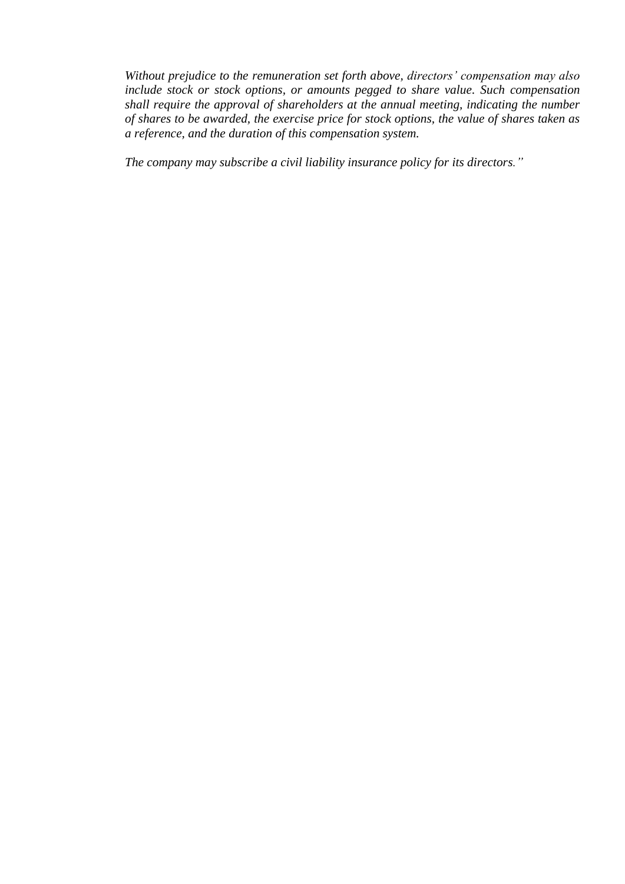*Without prejudice to the remuneration set forth above, directors' compensation may also include stock or stock options, or amounts pegged to share value. Such compensation shall require the approval of shareholders at the annual meeting, indicating the number of shares to be awarded, the exercise price for stock options, the value of shares taken as a reference, and the duration of this compensation system.*

*The company may subscribe a civil liability insurance policy for its directors."*